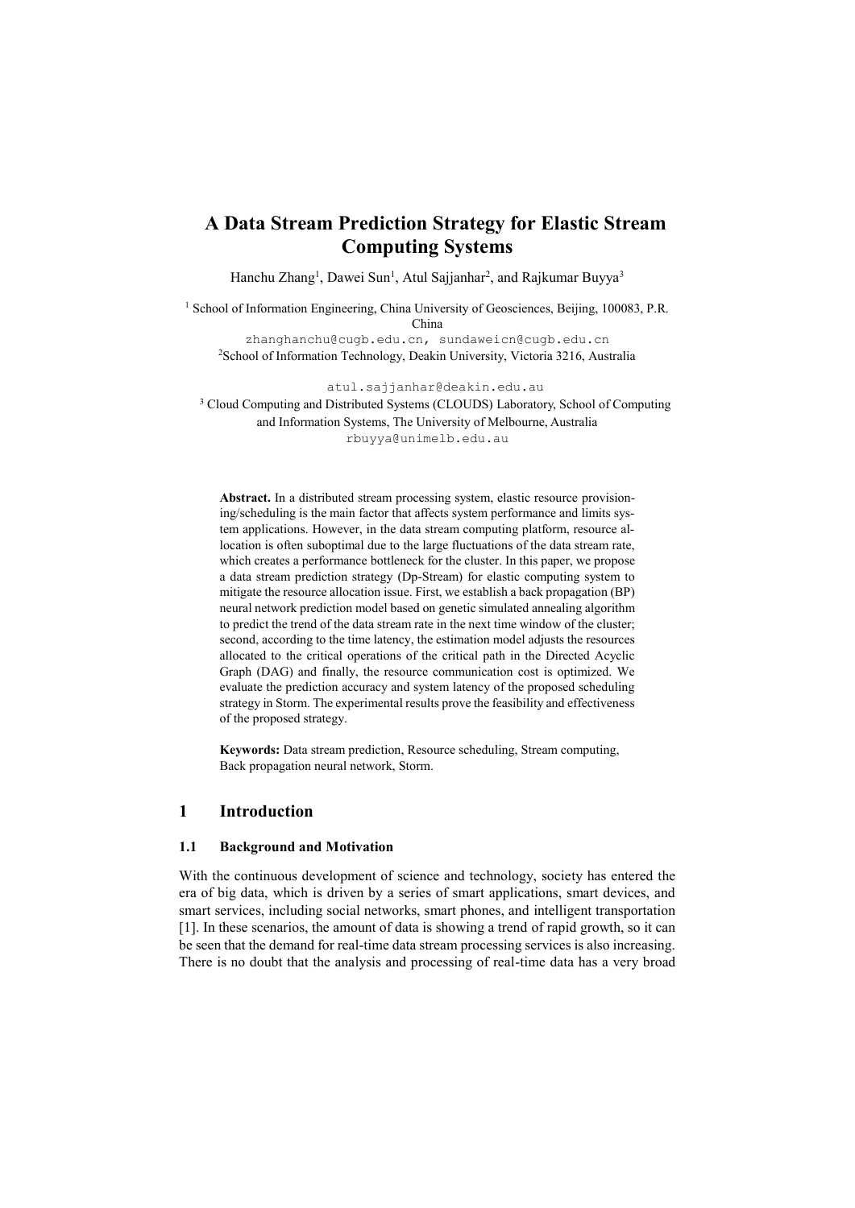# A Data Stream Prediction Strategy for Elastic Stream Computing Systems

Hanchu Zhang[1], Dawei Sun[1], Atul Sajjanhar[2], and Rajkumar Buyya[3]

[1] School of Information Engineering, China University of Geosciences, Beijing, 100083, P.R. China
zhanghanchu@cugb.edu.cn, sundaweicn@cugb.edu.cn
[2] School of Information Technology, Deakin University, Victoria 3216, Australia
atul.sajjanhar@deakin.edu.au
[3] Cloud Computing and Distributed Systems (CLOUDS) Laboratory, School of Computing and Information Systems, The University of Melbourne, Australia
rbuyya@unimelb.edu.au

**Abstract.** In a distributed stream processing system, elastic resource provisioning/scheduling is the main factor that affects system performance and limits system applications. However, in the data stream computing platform, resource allocation is often suboptimal due to the large fluctuations of the data stream rate, which creates a performance bottleneck for the cluster. In this paper, we propose a data stream prediction strategy (Dp-Stream) for elastic computing system to mitigate the resource allocation issue. First, we establish a back propagation (BP) neural network prediction model based on genetic simulated annealing algorithm to predict the trend of the data stream rate in the next time window of the cluster; second, according to the time latency, the estimation model adjusts the resources allocated to the critical operations of the critical path in the Directed Acyclic Graph (DAG) and finally, the resource communication cost is optimized. We evaluate the prediction accuracy and system latency of the proposed scheduling strategy in Storm. The experimental results prove the feasibility and effectiveness of the proposed strategy.

**Keywords:** Data stream prediction, Resource scheduling, Stream computing, Back propagation neural network, Storm.

## 1 Introduction

### 1.1 Background and Motivation

With the continuous development of science and technology, society has entered the era of big data, which is driven by a series of smart applications, smart devices, and smart services, including social networks, smart phones, and intelligent transportation [1]. In these scenarios, the amount of data is showing a trend of rapid growth, so it can be seen that the demand for real-time data stream processing services is also increasing. There is no doubt that the analysis and processing of real-time data has a very broad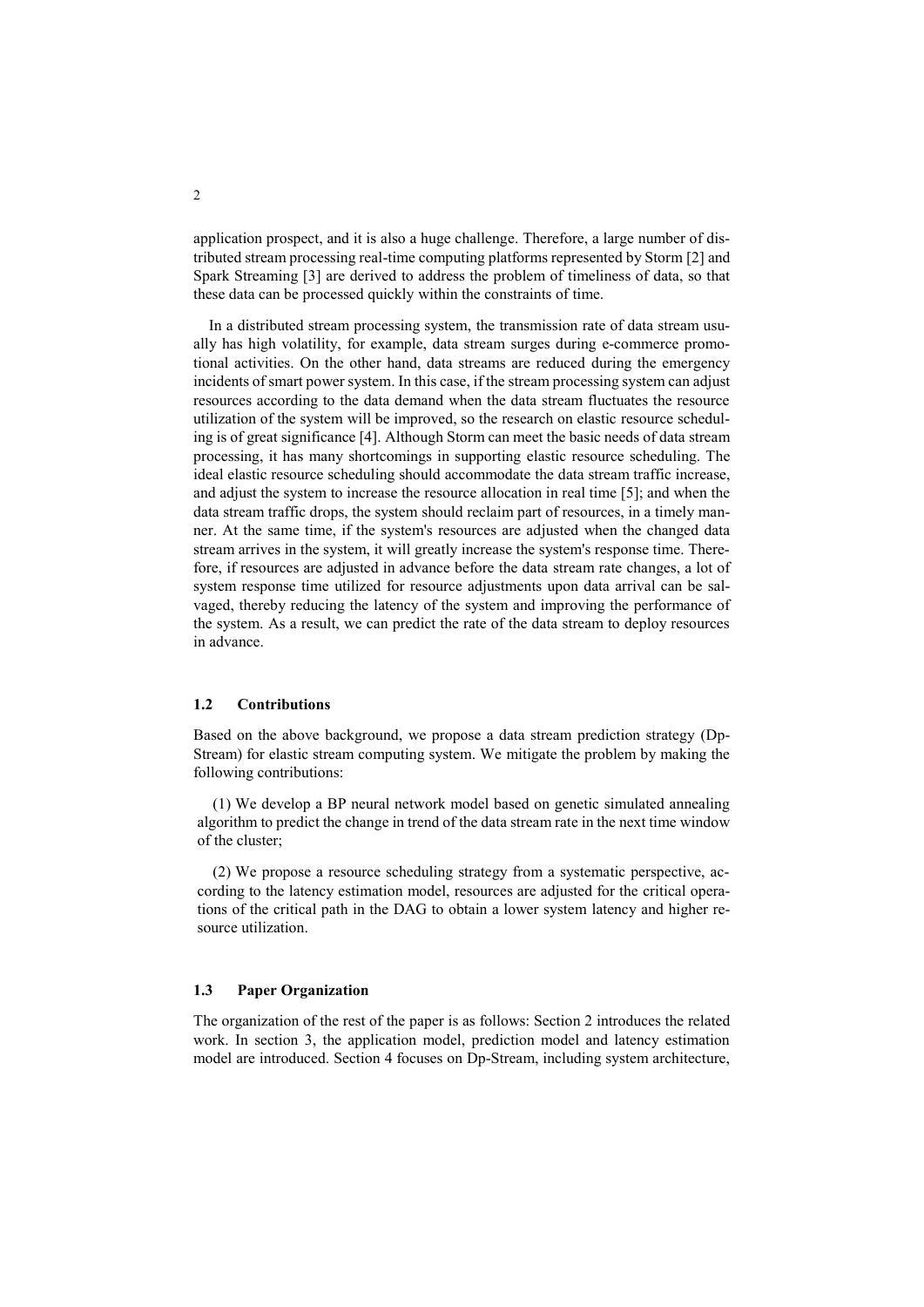application prospect, and it is also a huge challenge. Therefore, a large number of distributed stream processing real-time computing platforms represented by Storm [2] and Spark Streaming [3] are derived to address the problem of timeliness of data, so that these data can be processed quickly within the constraints of time.

In a distributed stream processing system, the transmission rate of data stream usually has high volatility, for example, data stream surges during e-commerce promotional activities. On the other hand, data streams are reduced during the emergency incidents of smart power system. In this case, if the stream processing system can adjust resources according to the data demand when the data stream fluctuates the resource utilization of the system will be improved, so the research on elastic resource scheduling is of great significance [4]. Although Storm can meet the basic needs of data stream processing, it has many shortcomings in supporting elastic resource scheduling. The ideal elastic resource scheduling should accommodate the data stream traffic increase, and adjust the system to increase the resource allocation in real time [5]; and when the data stream traffic drops, the system should reclaim part of resources, in a timely manner. At the same time, if the system's resources are adjusted when the changed data stream arrives in the system, it will greatly increase the system's response time. Therefore, if resources are adjusted in advance before the data stream rate changes, a lot of system response time utilized for resource adjustments upon data arrival can be salvaged, thereby reducing the latency of the system and improving the performance of the system. As a result, we can predict the rate of the data stream to deploy resources in advance.

### 1.2 Contributions

Based on the above background, we propose a data stream prediction strategy (Dp-Stream) for elastic stream computing system. We mitigate the problem by making the following contributions:

(1) We develop a BP neural network model based on genetic simulated annealing algorithm to predict the change in trend of the data stream rate in the next time window of the cluster;

(2) We propose a resource scheduling strategy from a systematic perspective, according to the latency estimation model, resources are adjusted for the critical operations of the critical path in the DAG to obtain a lower system latency and higher resource utilization.

### 1.3 Paper Organization

The organization of the rest of the paper is as follows: Section 2 introduces the related work. In section 3, the application model, prediction model and latency estimation model are introduced. Section 4 focuses on Dp-Stream, including system architecture,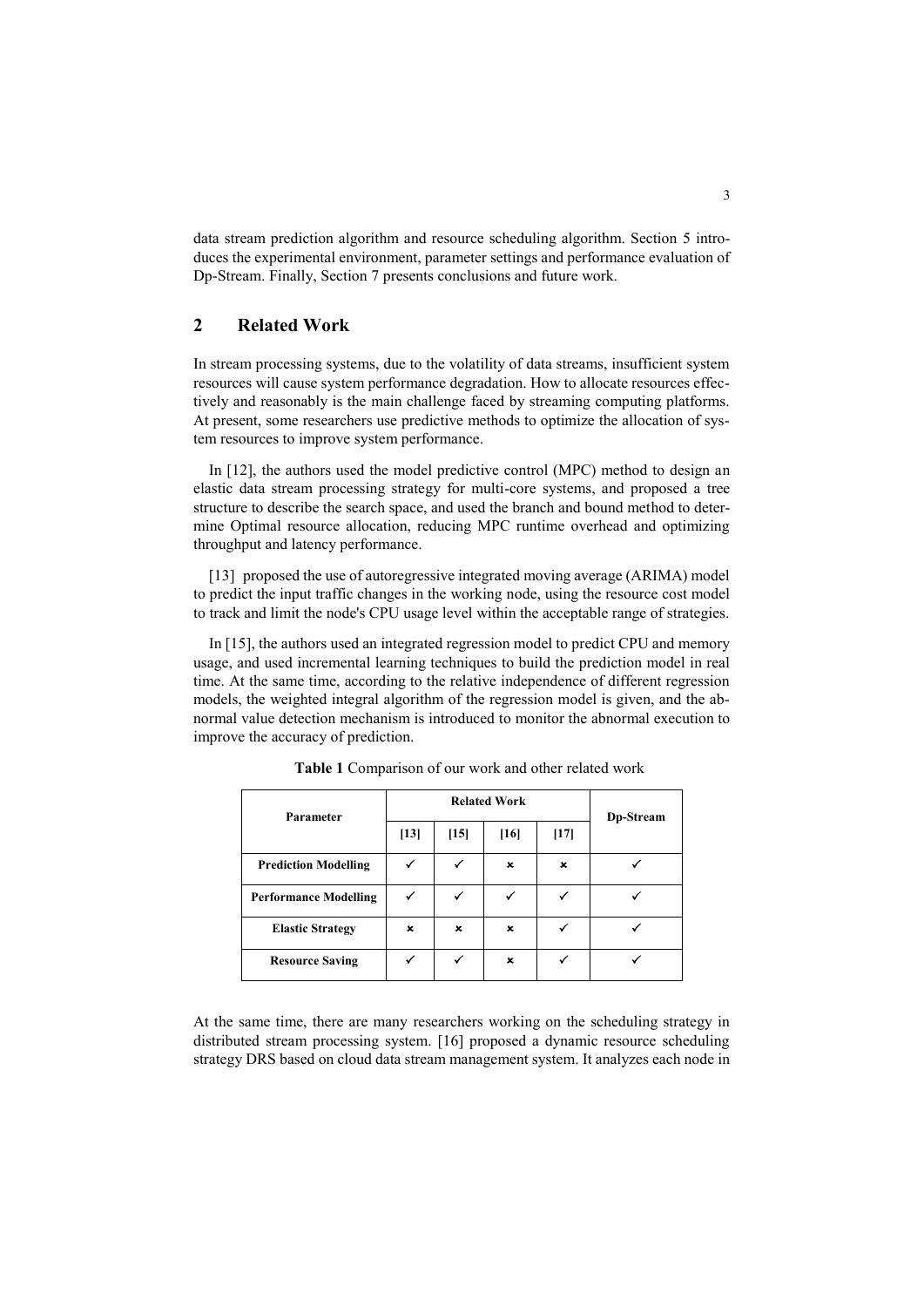data stream prediction algorithm and resource scheduling algorithm. Section 5 introduces the experimental environment, parameter settings and performance evaluation of Dp-Stream. Finally, Section 7 presents conclusions and future work.

## 2 Related Work

In stream processing systems, due to the volatility of data streams, insufficient system resources will cause system performance degradation. How to allocate resources effectively and reasonably is the main challenge faced by streaming computing platforms. At present, some researchers use predictive methods to optimize the allocation of system resources to improve system performance.

In [12], the authors used the model predictive control (MPC) method to design an elastic data stream processing strategy for multi-core systems, and proposed a tree structure to describe the search space, and used the branch and bound method to determine Optimal resource allocation, reducing MPC runtime overhead and optimizing throughput and latency performance.

[13] proposed the use of autoregressive integrated moving average (ARIMA) model to predict the input traffic changes in the working node, using the resource cost model to track and limit the node's CPU usage level within the acceptable range of strategies.

In [15], the authors used an integrated regression model to predict CPU and memory usage, and used incremental learning techniques to build the prediction model in real time. At the same time, according to the relative independence of different regression models, the weighted integral algorithm of the regression model is given, and the abnormal value detection mechanism is introduced to monitor the abnormal execution to improve the accuracy of prediction.

**Table 1** Comparison of our work and other related work

| Parameter | Related Work | | | | Dp-Stream |
|---|---|---|---|---|---|
| | [13] | [15] | [16] | [17] | |
| **Prediction Modelling** | ✓ | ✓ | × | × | ✓ |
| **Performance Modelling** | ✓ | ✓ | ✓ | ✓ | ✓ |
| **Elastic Strategy** | × | × | × | ✓ | ✓ |
| **Resource Saving** | ✓ | ✓ | × | ✓ | ✓ |

At the same time, there are many researchers working on the scheduling strategy in distributed stream processing system. [16] proposed a dynamic resource scheduling strategy DRS based on cloud data stream management system. It analyzes each node in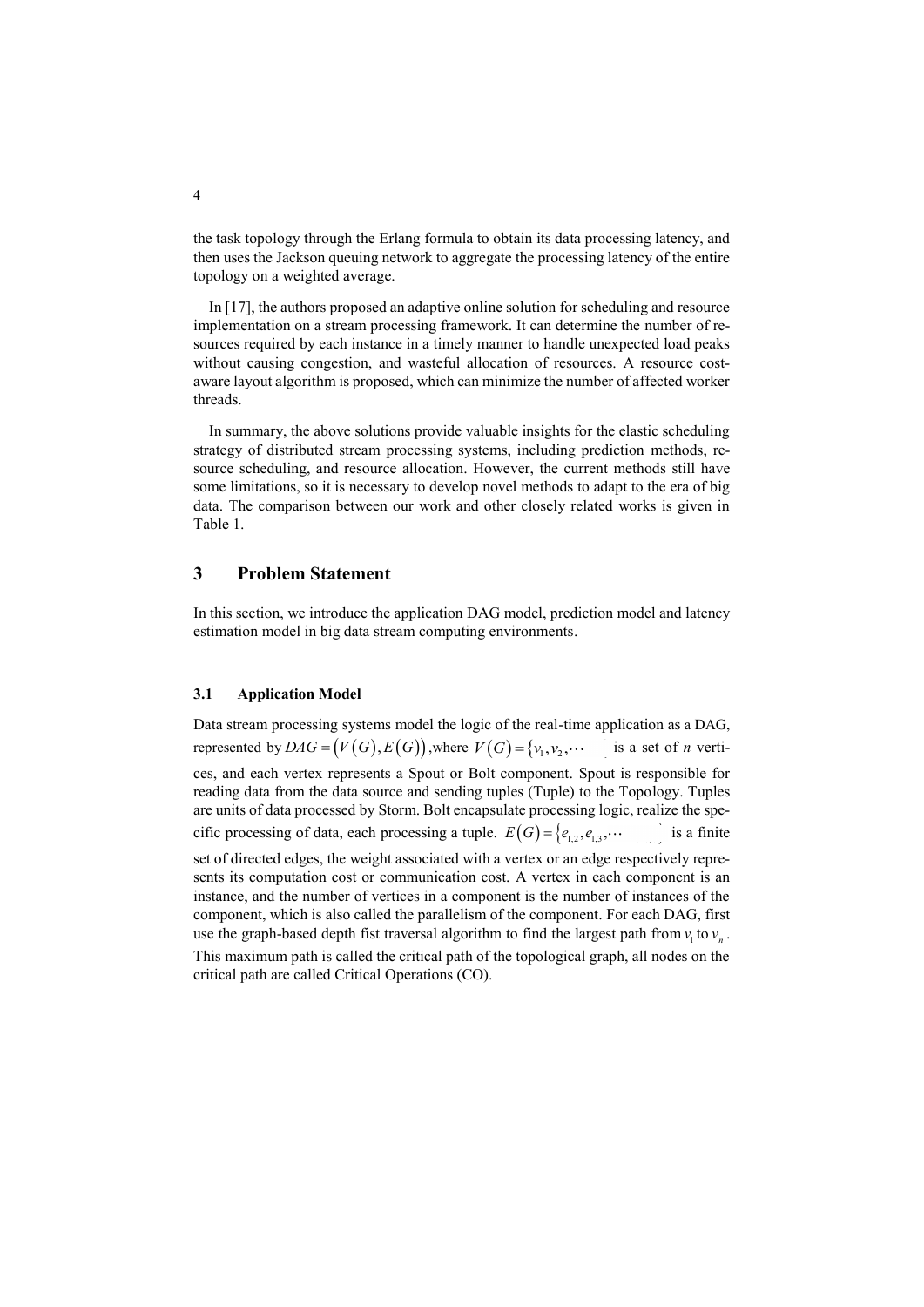the task topology through the Erlang formula to obtain its data processing latency, and then uses the Jackson queuing network to aggregate the processing latency of the entire topology on a weighted average.

In [17], the authors proposed an adaptive online solution for scheduling and resource implementation on a stream processing framework. It can determine the number of resources required by each instance in a timely manner to handle unexpected load peaks without causing congestion, and wasteful allocation of resources. A resource cost-aware layout algorithm is proposed, which can minimize the number of affected worker threads.

In summary, the above solutions provide valuable insights for the elastic scheduling strategy of distributed stream processing systems, including prediction methods, resource scheduling, and resource allocation. However, the current methods still have some limitations, so it is necessary to develop novel methods to adapt to the era of big data. The comparison between our work and other closely related works is given in Table 1.

## 3 Problem Statement

In this section, we introduce the application DAG model, prediction model and latency estimation model in big data stream computing environments.

### 3.1 Application Model

Data stream processing systems model the logic of the real-time application as a DAG, represented by $DAG = (V(G), E(G))$ ,where $V(G) = \{v_1, v_2, \cdots$ is a set of *n* vertices, and each vertex represents a Spout or Bolt component. Spout is responsible for reading data from the data source and sending tuples (Tuple) to the Topology. Tuples are units of data processed by Storm. Bolt encapsulate processing logic, realize the specific processing of data, each processing a tuple. $E(G) = \{e_{1,2}, e_{1,3}, \cdots$ is a finite set of directed edges, the weight associated with a vertex or an edge respectively represents its computation cost or communication cost. A vertex in each component is an instance, and the number of vertices in a component is the number of instances of the component, which is also called the parallelism of the component. For each DAG, first use the graph-based depth fist traversal algorithm to find the largest path from $v_1$ to $v_n$. This maximum path is called the critical path of the topological graph, all nodes on the critical path are called Critical Operations (CO).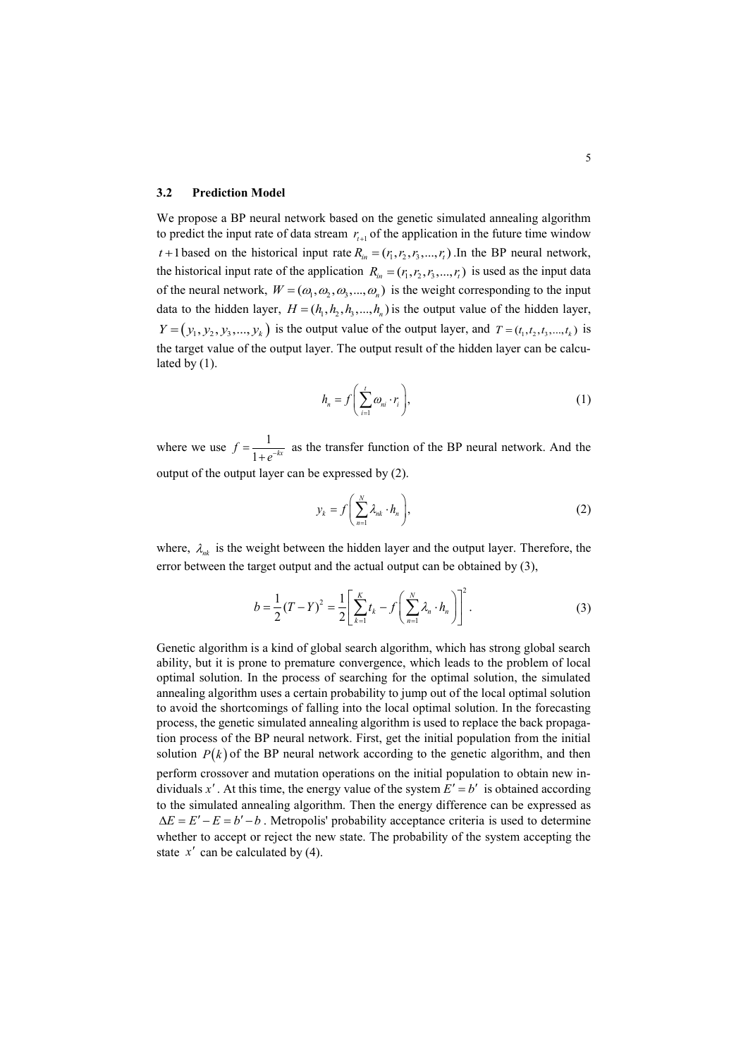### 3.2 Prediction Model

We propose a BP neural network based on the genetic simulated annealing algorithm to predict the input rate of data stream $r_{t+1}$ of the application in the future time window $t+1$ based on the historical input rate $R_{in} = (r_1, r_2, r_3, ..., r_t)$ .In the BP neural network, the historical input rate of the application $R_{in} = (r_1, r_2, r_3, ..., r_t)$ is used as the input data of the neural network, $W = (\omega_1, \omega_2, \omega_3, ..., \omega_n)$ is the weight corresponding to the input data to the hidden layer, $H = (h_1, h_2, h_3, ..., h_n)$ is the output value of the hidden layer, $Y = (y_1, y_2, y_3, ..., y_k)$ is the output value of the output layer, and $T = (t_1, t_2, t_3, ..., t_k)$ is the target value of the output layer. The output result of the hidden layer can be calculated by (1).

$$h_n = f\left(\sum_{i=1}^{t} \omega_{ni} \cdot r_i\right), \tag{1}$$

where we use $f = \frac{1}{1+e^{-kx}}$ as the transfer function of the BP neural network. And the output of the output layer can be expressed by (2).

$$y_k = f\left(\sum_{n=1}^{N} \lambda_{nk} \cdot h_n\right), \tag{2}$$

where, $\lambda_{nk}$ is the weight between the hidden layer and the output layer. Therefore, the error between the target output and the actual output can be obtained by (3),

$$b = \frac{1}{2}(T-Y)^2 = \frac{1}{2}\left[\sum_{k=1}^{K} t_k - f\left(\sum_{n=1}^{N} \lambda_n \cdot h_n\right)\right]^2. \tag{3}$$

Genetic algorithm is a kind of global search algorithm, which has strong global search ability, but it is prone to premature convergence, which leads to the problem of local optimal solution. In the process of searching for the optimal solution, the simulated annealing algorithm uses a certain probability to jump out of the local optimal solution to avoid the shortcomings of falling into the local optimal solution. In the forecasting process, the genetic simulated annealing algorithm is used to replace the back propagation process of the BP neural network. First, get the initial population from the initial solution $P(k)$ of the BP neural network according to the genetic algorithm, and then perform crossover and mutation operations on the initial population to obtain new individuals $x'$. At this time, the energy value of the system $E' = b'$ is obtained according to the simulated annealing algorithm. Then the energy difference can be expressed as $\Delta E = E' - E = b' - b$ . Metropolis' probability acceptance criteria is used to determine whether to accept or reject the new state. The probability of the system accepting the state $x'$ can be calculated by (4).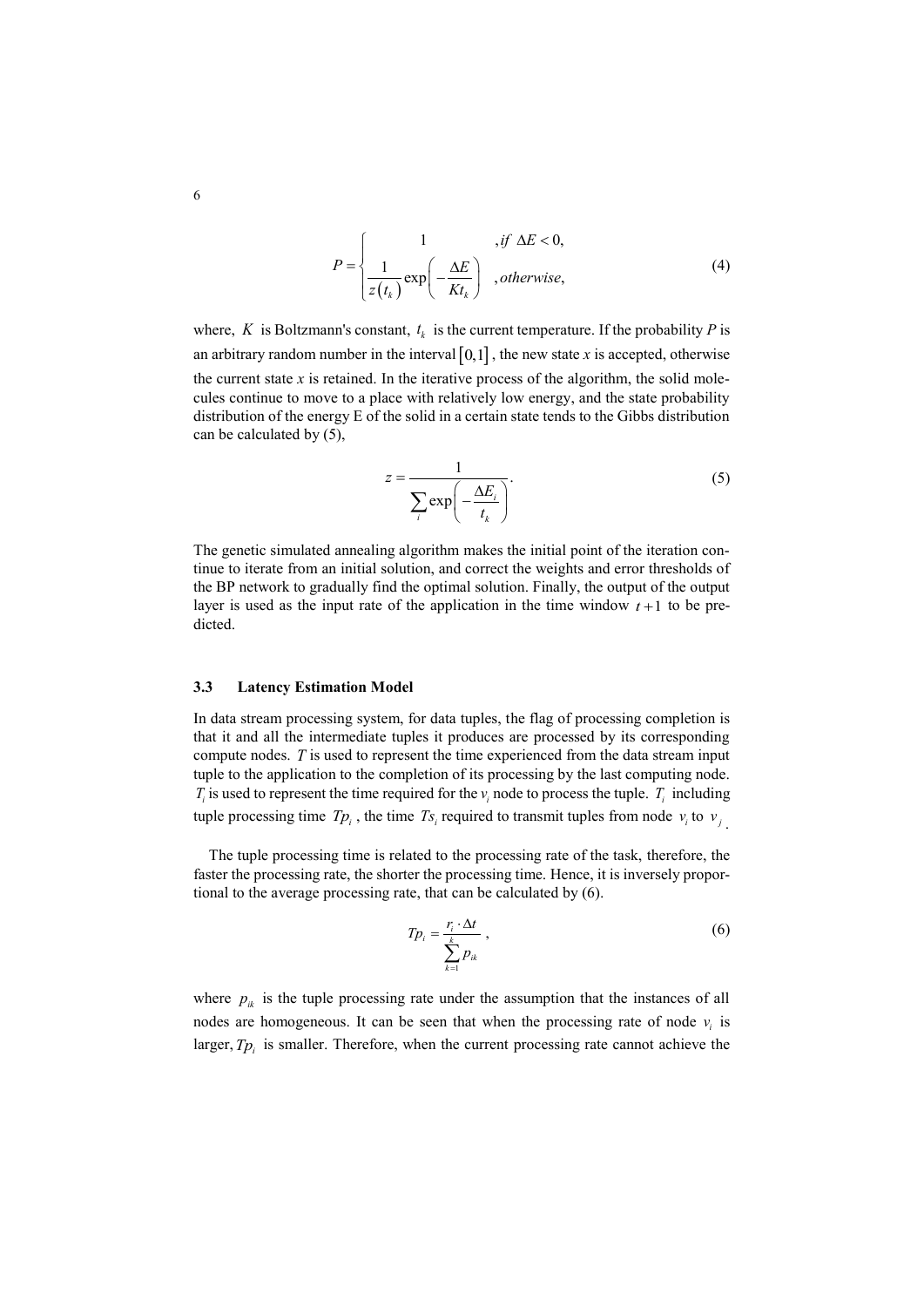$$P = \begin{cases} 1 & ,if\ \Delta E < 0, \\ \dfrac{1}{z(t_k)}\exp\left(-\dfrac{\Delta E}{Kt_k}\right) & ,otherwise, \end{cases} \tag{4}$$

where, $K$ is Boltzmann's constant, $t_k$ is the current temperature. If the probability $P$ is an arbitrary random number in the interval $[0,1]$, the new state $x$ is accepted, otherwise the current state $x$ is retained. In the iterative process of the algorithm, the solid molecules continue to move to a place with relatively low energy, and the state probability distribution of the energy E of the solid in a certain state tends to the Gibbs distribution can be calculated by (5),

$$z = \frac{1}{\sum_i \exp\left(-\dfrac{\Delta E_i}{t_k}\right)}. \tag{5}$$

The genetic simulated annealing algorithm makes the initial point of the iteration continue to iterate from an initial solution, and correct the weights and error thresholds of the BP network to gradually find the optimal solution. Finally, the output of the output layer is used as the input rate of the application in the time window $t+1$ to be predicted.

### 3.3 Latency Estimation Model

In data stream processing system, for data tuples, the flag of processing completion is that it and all the intermediate tuples it produces are processed by its corresponding compute nodes. $T$ is used to represent the time experienced from the data stream input tuple to the application to the completion of its processing by the last computing node. $T_i$ is used to represent the time required for the $v_i$ node to process the tuple. $T_i$ including tuple processing time $Tp_i$, the time $Ts_i$ required to transmit tuples from node $v_i$ to $v_j$.

The tuple processing time is related to the processing rate of the task, therefore, the faster the processing rate, the shorter the processing time. Hence, it is inversely proportional to the average processing rate, that can be calculated by (6).

$$Tp_i = \frac{r_i \cdot \Delta t}{\sum_{k=1}^{k} p_{ik}}, \tag{6}$$

where $p_{ik}$ is the tuple processing rate under the assumption that the instances of all nodes are homogeneous. It can be seen that when the processing rate of node $v_i$ is larger, $Tp_i$ is smaller. Therefore, when the current processing rate cannot achieve the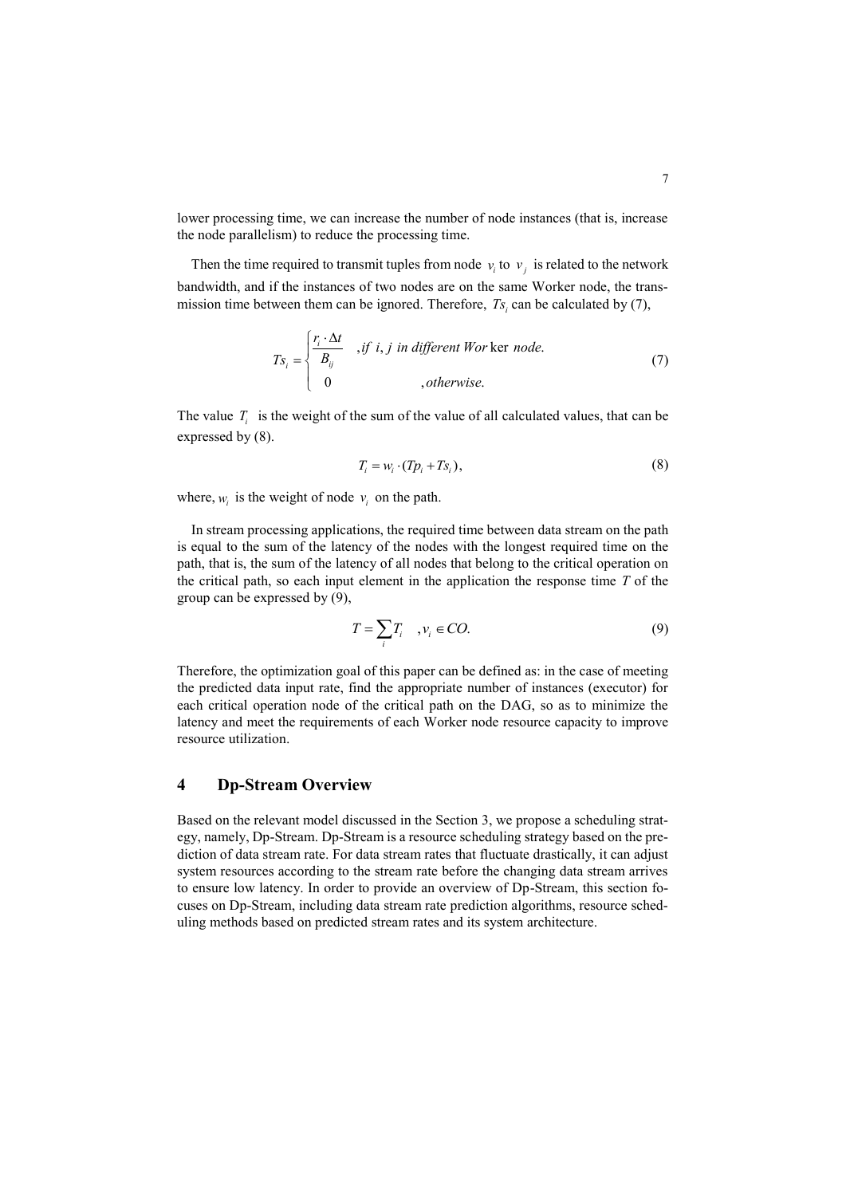lower processing time, we can increase the number of node instances (that is, increase the node parallelism) to reduce the processing time.

Then the time required to transmit tuples from node $v_i$ to $v_j$ is related to the network bandwidth, and if the instances of two nodes are on the same Worker node, the transmission time between them can be ignored. Therefore, $Ts_i$ can be calculated by (7),

$$Ts_i = \begin{cases} \dfrac{r_i \cdot \Delta t}{B_{ij}} & ,if\ i, j\ in\ different\ Worker\ node. \\ 0 & ,otherwise. \end{cases} \tag{7}$$

The value $T_i$ is the weight of the sum of the value of all calculated values, that can be expressed by (8).

$$T_i = w_i \cdot (Tp_i + Ts_i), \tag{8}$$

where, $w_i$ is the weight of node $v_i$ on the path.

In stream processing applications, the required time between data stream on the path is equal to the sum of the latency of the nodes with the longest required time on the path, that is, the sum of the latency of all nodes that belong to the critical operation on the critical path, so each input element in the application the response time $T$ of the group can be expressed by (9),

$$T = \sum_i T_i \quad , v_i \in CO. \tag{9}$$

Therefore, the optimization goal of this paper can be defined as: in the case of meeting the predicted data input rate, find the appropriate number of instances (executor) for each critical operation node of the critical path on the DAG, so as to minimize the latency and meet the requirements of each Worker node resource capacity to improve resource utilization.

## 4 Dp-Stream Overview

Based on the relevant model discussed in the Section 3, we propose a scheduling strategy, namely, Dp-Stream. Dp-Stream is a resource scheduling strategy based on the prediction of data stream rate. For data stream rates that fluctuate drastically, it can adjust system resources according to the stream rate before the changing data stream arrives to ensure low latency. In order to provide an overview of Dp-Stream, this section focuses on Dp-Stream, including data stream rate prediction algorithms, resource scheduling methods based on predicted stream rates and its system architecture.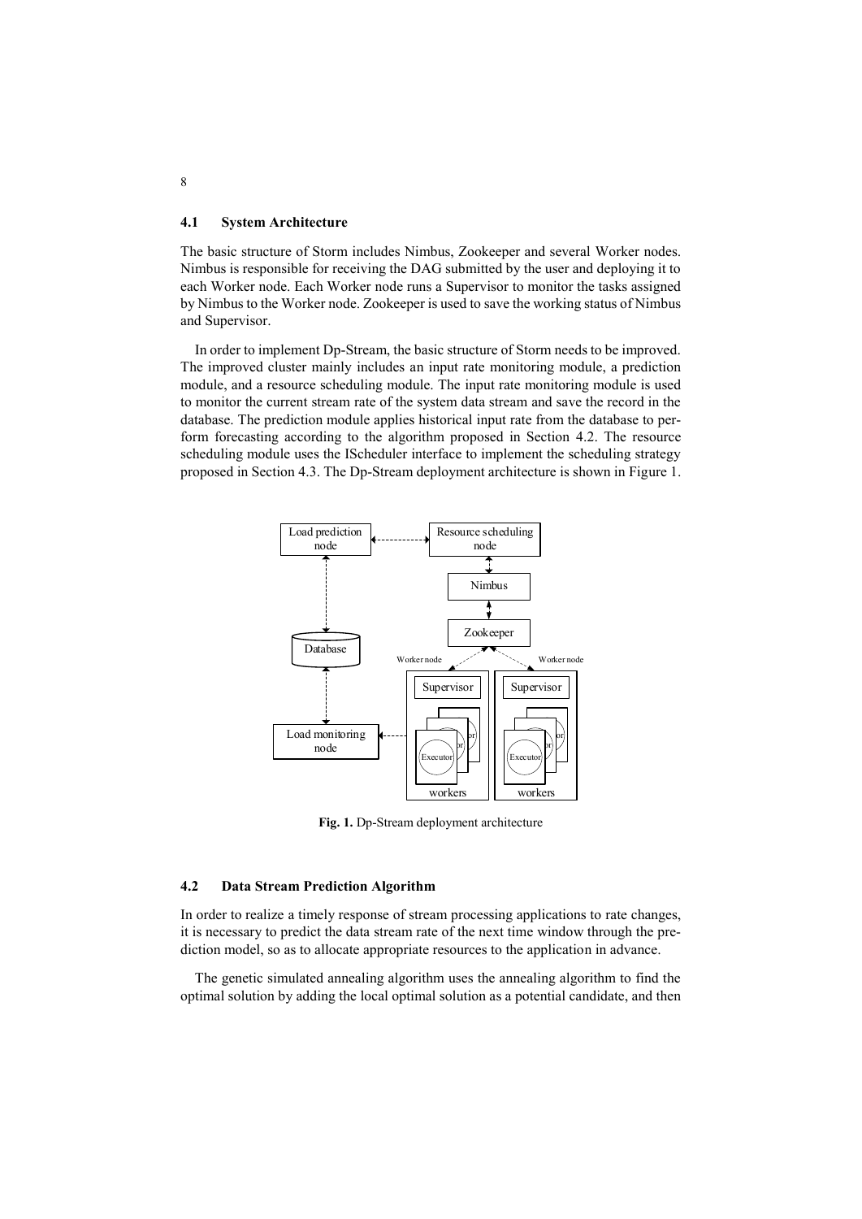### 4.1 System Architecture

The basic structure of Storm includes Nimbus, Zookeeper and several Worker nodes. Nimbus is responsible for receiving the DAG submitted by the user and deploying it to each Worker node. Each Worker node runs a Supervisor to monitor the tasks assigned by Nimbus to the Worker node. Zookeeper is used to save the working status of Nimbus and Supervisor.

In order to implement Dp-Stream, the basic structure of Storm needs to be improved. The improved cluster mainly includes an input rate monitoring module, a prediction module, and a resource scheduling module. The input rate monitoring module is used to monitor the current stream rate of the system data stream and save the record in the database. The prediction module applies historical input rate from the database to perform forecasting according to the algorithm proposed in Section 4.2. The resource scheduling module uses the IScheduler interface to implement the scheduling strategy proposed in Section 4.3. The Dp-Stream deployment architecture is shown in Figure 1.

**Fig. 1.** Dp-Stream deployment architecture

### 4.2 Data Stream Prediction Algorithm

In order to realize a timely response of stream processing applications to rate changes, it is necessary to predict the data stream rate of the next time window through the prediction model, so as to allocate appropriate resources to the application in advance.

The genetic simulated annealing algorithm uses the annealing algorithm to find the optimal solution by adding the local optimal solution as a potential candidate, and then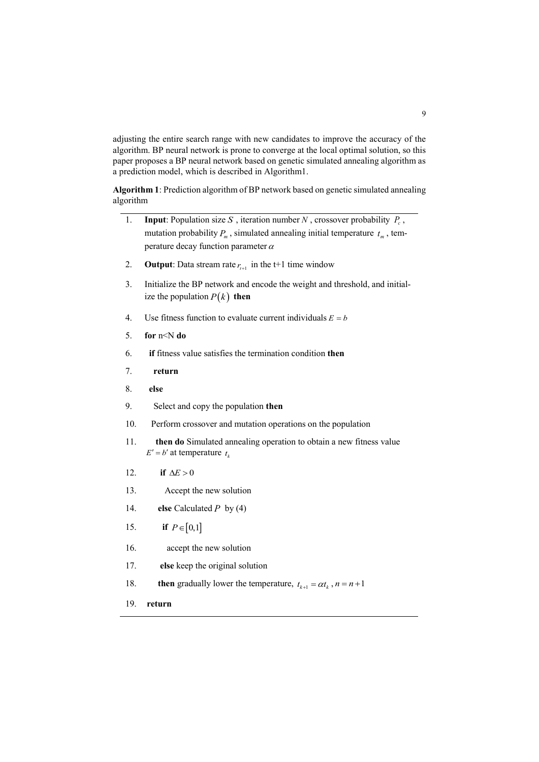adjusting the entire search range with new candidates to improve the accuracy of the algorithm. BP neural network is prone to converge at the local optimal solution, so this paper proposes a BP neural network based on genetic simulated annealing algorithm as a prediction model, which is described in Algorithm1.

**Algorithm 1**: Prediction algorithm of BP network based on genetic simulated annealing algorithm

1. **Input**: Population size $S$ , iteration number $N$ , crossover probability $P_c$ , mutation probability $P_m$ , simulated annealing initial temperature $t_m$ , temperature decay function parameter $\alpha$
2. **Output**: Data stream rate $r_{t+1}$ in the t+1 time window
3. Initialize the BP network and encode the weight and threshold, and initialize the population $P(k)$ **then**
4. Use fitness function to evaluate current individuals $E = b$
5. **for** n<N **do**
6. &nbsp;&nbsp;**if** fitness value satisfies the termination condition **then**
7. &nbsp;&nbsp;&nbsp;&nbsp;**return**
8. &nbsp;&nbsp;**else**
9. &nbsp;&nbsp;&nbsp;&nbsp;Select and copy the population **then**
10. &nbsp;&nbsp;&nbsp;Perform crossover and mutation operations on the population
11. &nbsp;&nbsp;&nbsp;&nbsp;**then do** Simulated annealing operation to obtain a new fitness value $E' = b'$ at temperature $t_k$
12. &nbsp;&nbsp;&nbsp;&nbsp;&nbsp;**if** $\Delta E > 0$
13. &nbsp;&nbsp;&nbsp;&nbsp;&nbsp;&nbsp;&nbsp;Accept the new solution
14. &nbsp;&nbsp;&nbsp;&nbsp;&nbsp;**else** Calculated $P$ by (4)
15. &nbsp;&nbsp;&nbsp;&nbsp;&nbsp;&nbsp;**if** $P \in [0,1]$
16. &nbsp;&nbsp;&nbsp;&nbsp;&nbsp;&nbsp;&nbsp;&nbsp;accept the new solution
17. &nbsp;&nbsp;&nbsp;&nbsp;&nbsp;&nbsp;**else** keep the original solution
18. &nbsp;&nbsp;&nbsp;&nbsp;&nbsp;**then** gradually lower the temperature, $t_{k+1} = \alpha t_k$ , $n = n+1$
19. &nbsp;**return**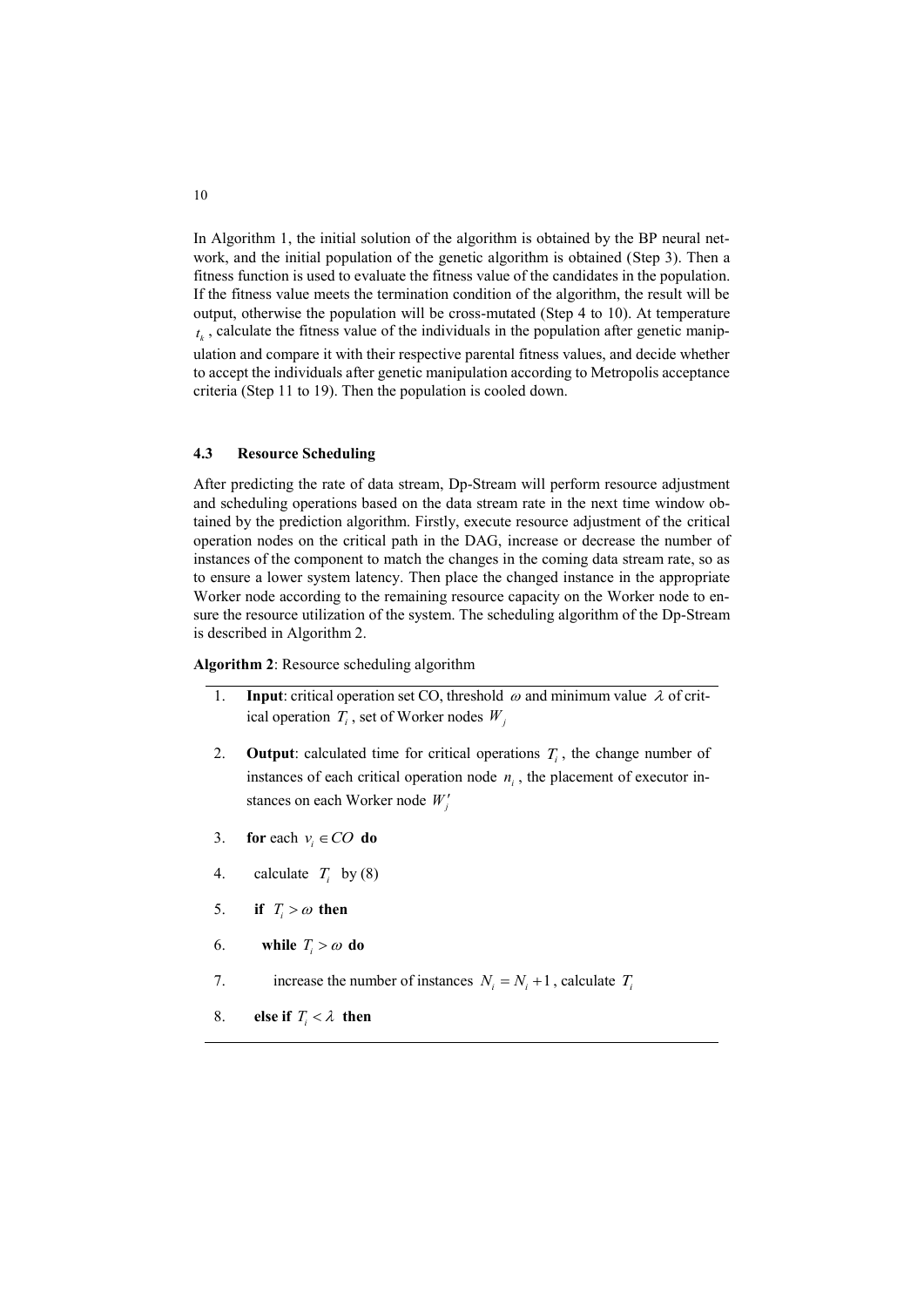In Algorithm 1, the initial solution of the algorithm is obtained by the BP neural network, and the initial population of the genetic algorithm is obtained (Step 3). Then a fitness function is used to evaluate the fitness value of the candidates in the population. If the fitness value meets the termination condition of the algorithm, the result will be output, otherwise the population will be cross-mutated (Step 4 to 10). At temperature $t_k$, calculate the fitness value of the individuals in the population after genetic manipulation and compare it with their respective parental fitness values, and decide whether to accept the individuals after genetic manipulation according to Metropolis acceptance criteria (Step 11 to 19). Then the population is cooled down.

### 4.3 Resource Scheduling

After predicting the rate of data stream, Dp-Stream will perform resource adjustment and scheduling operations based on the data stream rate in the next time window obtained by the prediction algorithm. Firstly, execute resource adjustment of the critical operation nodes on the critical path in the DAG, increase or decrease the number of instances of the component to match the changes in the coming data stream rate, so as to ensure a lower system latency. Then place the changed instance in the appropriate Worker node according to the remaining resource capacity on the Worker node to ensure the resource utilization of the system. The scheduling algorithm of the Dp-Stream is described in Algorithm 2.

**Algorithm 2**: Resource scheduling algorithm

1. **Input**: critical operation set CO, threshold $\omega$ and minimum value $\lambda$ of critical operation $T_i$, set of Worker nodes $W_j$
2. **Output**: calculated time for critical operations $T_i$, the change number of instances of each critical operation node $n_i$, the placement of executor instances on each Worker node $W_j'$
3. **for** each $v_i \in CO$ **do**
4. calculate $T_i$ by (8)
5. **if** $T_i > \omega$ **then**
6. **while** $T_i > \omega$ **do**
7. increase the number of instances $N_i = N_i + 1$, calculate $T_i$
8. **else if** $T_i < \lambda$ **then**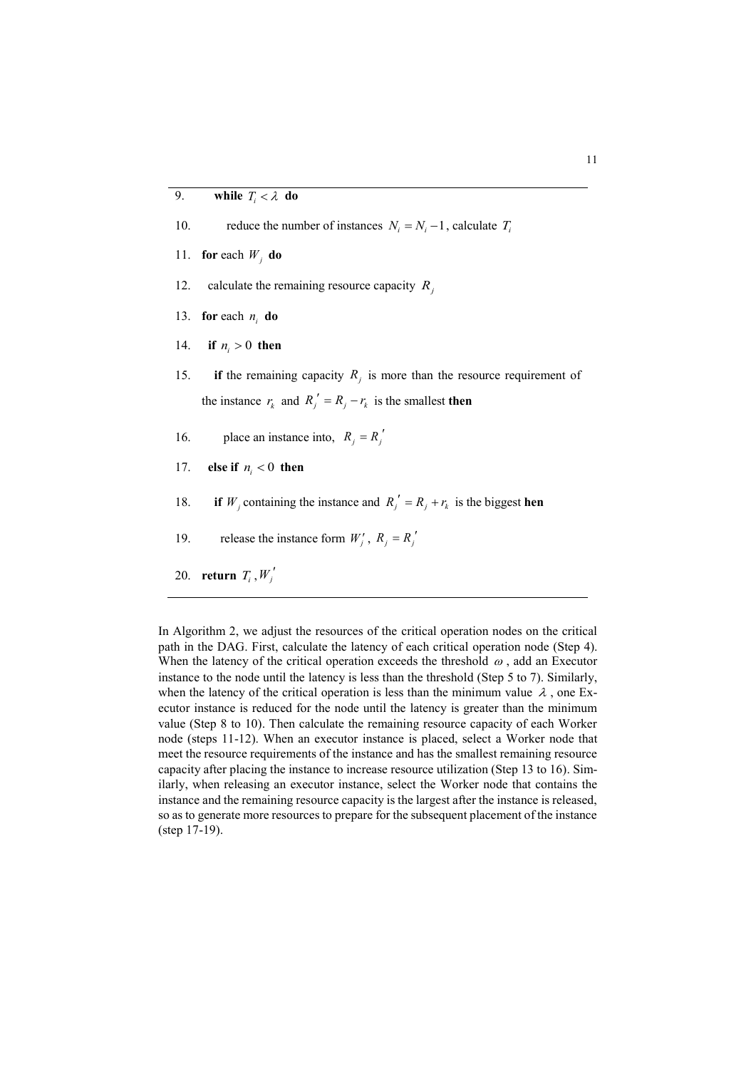```
9.     while T_i < λ do
10.        reduce the number of instances N_i = N_i − 1, calculate T_i
11. for each W_j do
12.    calculate the remaining resource capacity R_j
13. for each n_i do
14.   if n_i > 0 then
15.     if the remaining capacity R_j is more than the resource requirement of
        the instance r_k and R_j' = R_j − r_k is the smallest then
16.        place an instance into, R_j = R_j'
17.   else if n_i < 0 then
18.     if W_j containing the instance and R_j' = R_j + r_k is the biggest hen
19.        release the instance form W_j', R_j = R_j'
20. return T_i, W_j'
```

In Algorithm 2, we adjust the resources of the critical operation nodes on the critical path in the DAG. First, calculate the latency of each critical operation node (Step 4). When the latency of the critical operation exceeds the threshold $\omega$, add an Executor instance to the node until the latency is less than the threshold (Step 5 to 7). Similarly, when the latency of the critical operation is less than the minimum value $\lambda$, one Executor instance is reduced for the node until the latency is greater than the minimum value (Step 8 to 10). Then calculate the remaining resource capacity of each Worker node (steps 11-12). When an executor instance is placed, select a Worker node that meet the resource requirements of the instance and has the smallest remaining resource capacity after placing the instance to increase resource utilization (Step 13 to 16). Similarly, when releasing an executor instance, select the Worker node that contains the instance and the remaining resource capacity is the largest after the instance is released, so as to generate more resources to prepare for the subsequent placement of the instance (step 17-19).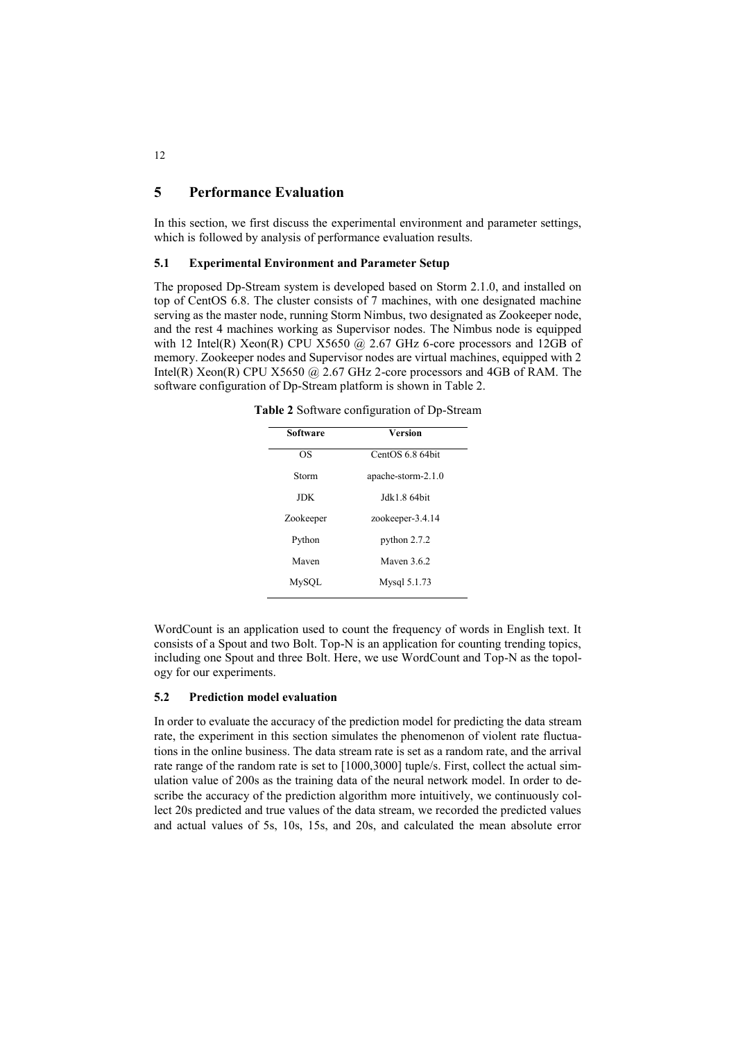## 5 Performance Evaluation

In this section, we first discuss the experimental environment and parameter settings, which is followed by analysis of performance evaluation results.

### 5.1 Experimental Environment and Parameter Setup

The proposed Dp-Stream system is developed based on Storm 2.1.0, and installed on top of CentOS 6.8. The cluster consists of 7 machines, with one designated machine serving as the master node, running Storm Nimbus, two designated as Zookeeper node, and the rest 4 machines working as Supervisor nodes. The Nimbus node is equipped with 12 Intel(R) Xeon(R) CPU X5650 @ 2.67 GHz 6-core processors and 12GB of memory. Zookeeper nodes and Supervisor nodes are virtual machines, equipped with 2 Intel(R) Xeon(R) CPU X5650 @ 2.67 GHz 2-core processors and 4GB of RAM. The software configuration of Dp-Stream platform is shown in Table 2.

**Table 2** Software configuration of Dp-Stream

| Software | Version |
|---|---|
| OS | CentOS 6.8 64bit |
| Storm | apache-storm-2.1.0 |
| JDK | Jdk1.8 64bit |
| Zookeeper | zookeeper-3.4.14 |
| Python | python 2.7.2 |
| Maven | Maven 3.6.2 |
| MySQL | Mysql 5.1.73 |

WordCount is an application used to count the frequency of words in English text. It consists of a Spout and two Bolt. Top-N is an application for counting trending topics, including one Spout and three Bolt. Here, we use WordCount and Top-N as the topology for our experiments.

### 5.2 Prediction model evaluation

In order to evaluate the accuracy of the prediction model for predicting the data stream rate, the experiment in this section simulates the phenomenon of violent rate fluctuations in the online business. The data stream rate is set as a random rate, and the arrival rate range of the random rate is set to [1000,3000] tuple/s. First, collect the actual simulation value of 200s as the training data of the neural network model. In order to describe the accuracy of the prediction algorithm more intuitively, we continuously collect 20s predicted and true values of the data stream, we recorded the predicted values and actual values of 5s, 10s, 15s, and 20s, and calculated the mean absolute error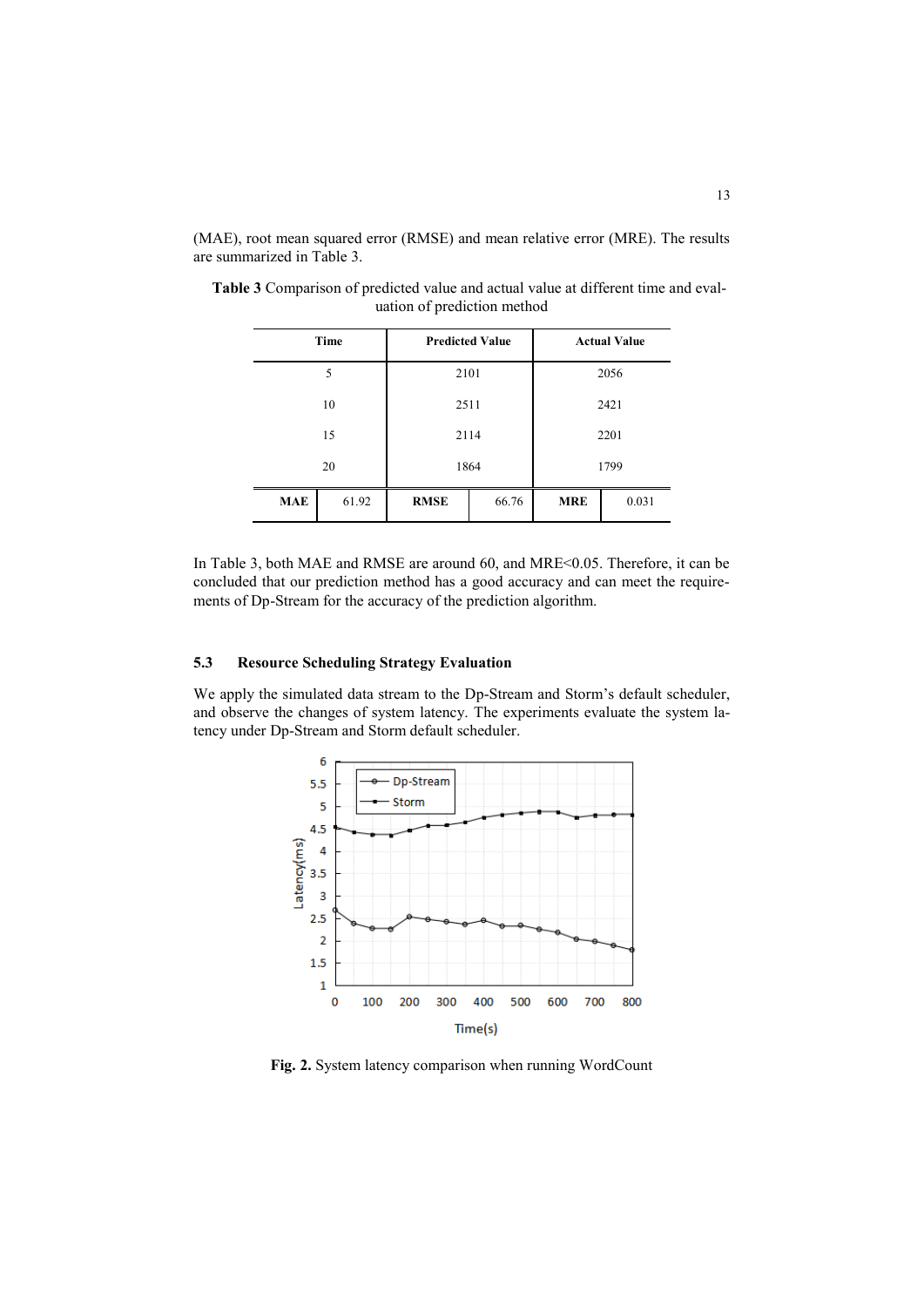(MAE), root mean squared error (RMSE) and mean relative error (MRE). The results are summarized in Table 3.

**Table 3** Comparison of predicted value and actual value at different time and evaluation of prediction method

| Time | | Predicted Value | | Actual Value | |
|---|---|---|---|---|---|
| 5 | | 2101 | | 2056 | |
| 10 | | 2511 | | 2421 | |
| 15 | | 2114 | | 2201 | |
| 20 | | 1864 | | 1799 | |
| **MAE** | 61.92 | **RMSE** | 66.76 | **MRE** | 0.031 |

In Table 3, both MAE and RMSE are around 60, and MRE<0.05. Therefore, it can be concluded that our prediction method has a good accuracy and can meet the requirements of Dp-Stream for the accuracy of the prediction algorithm.

### 5.3 Resource Scheduling Strategy Evaluation

We apply the simulated data stream to the Dp-Stream and Storm's default scheduler, and observe the changes of system latency. The experiments evaluate the system latency under Dp-Stream and Storm default scheduler.

**Fig. 2.** System latency comparison when running WordCount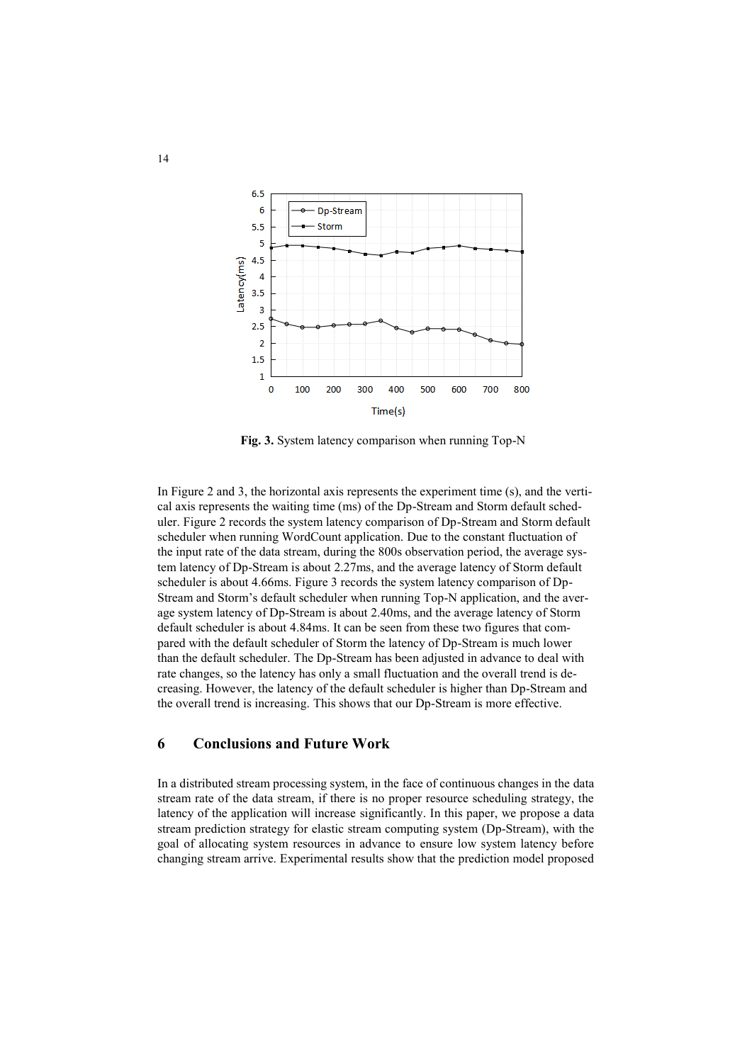Fig. 3. System latency comparison when running Top-N

In Figure 2 and 3, the horizontal axis represents the experiment time (s), and the vertical axis represents the waiting time (ms) of the Dp-Stream and Storm default scheduler. Figure 2 records the system latency comparison of Dp-Stream and Storm default scheduler when running WordCount application. Due to the constant fluctuation of the input rate of the data stream, during the 800s observation period, the average system latency of Dp-Stream is about 2.27ms, and the average latency of Storm default scheduler is about 4.66ms. Figure 3 records the system latency comparison of Dp-Stream and Storm's default scheduler when running Top-N application, and the average system latency of Dp-Stream is about 2.40ms, and the average latency of Storm default scheduler is about 4.84ms. It can be seen from these two figures that compared with the default scheduler of Storm the latency of Dp-Stream is much lower than the default scheduler. The Dp-Stream has been adjusted in advance to deal with rate changes, so the latency has only a small fluctuation and the overall trend is decreasing. However, the latency of the default scheduler is higher than Dp-Stream and the overall trend is increasing. This shows that our Dp-Stream is more effective.

## 6 Conclusions and Future Work

In a distributed stream processing system, in the face of continuous changes in the data stream rate of the data stream, if there is no proper resource scheduling strategy, the latency of the application will increase significantly. In this paper, we propose a data stream prediction strategy for elastic stream computing system (Dp-Stream), with the goal of allocating system resources in advance to ensure low system latency before changing stream arrive. Experimental results show that the prediction model proposed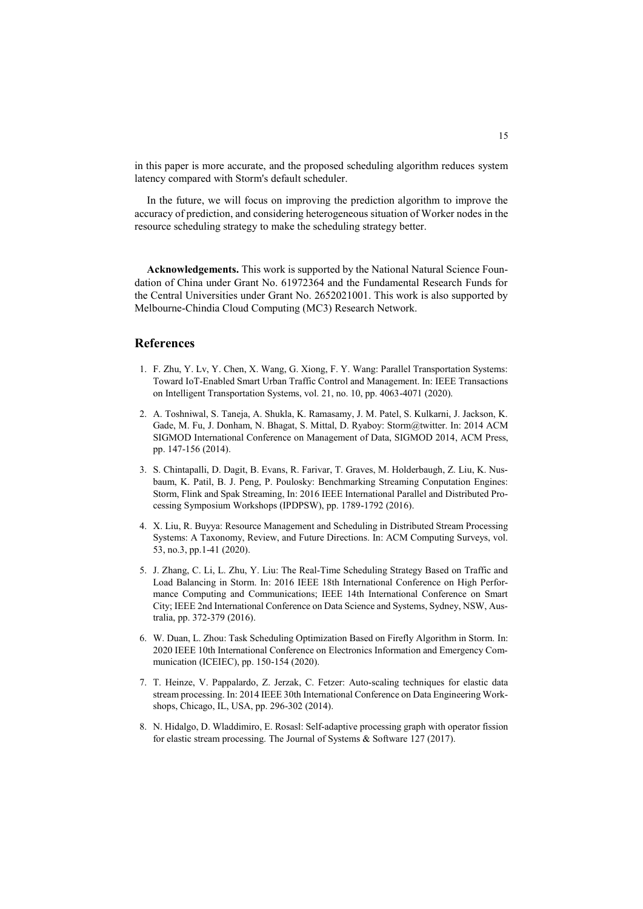in this paper is more accurate, and the proposed scheduling algorithm reduces system latency compared with Storm's default scheduler.

In the future, we will focus on improving the prediction algorithm to improve the accuracy of prediction, and considering heterogeneous situation of Worker nodes in the resource scheduling strategy to make the scheduling strategy better.

**Acknowledgements.** This work is supported by the National Natural Science Foundation of China under Grant No. 61972364 and the Fundamental Research Funds for the Central Universities under Grant No. 2652021001. This work is also supported by Melbourne-Chindia Cloud Computing (MC3) Research Network.

## References

1. F. Zhu, Y. Lv, Y. Chen, X. Wang, G. Xiong, F. Y. Wang: Parallel Transportation Systems: Toward IoT-Enabled Smart Urban Traffic Control and Management. In: IEEE Transactions on Intelligent Transportation Systems, vol. 21, no. 10, pp. 4063-4071 (2020).
2. A. Toshniwal, S. Taneja, A. Shukla, K. Ramasamy, J. M. Patel, S. Kulkarni, J. Jackson, K. Gade, M. Fu, J. Donham, N. Bhagat, S. Mittal, D. Ryaboy: Storm@twitter. In: 2014 ACM SIGMOD International Conference on Management of Data, SIGMOD 2014, ACM Press, pp. 147-156 (2014).
3. S. Chintapalli, D. Dagit, B. Evans, R. Farivar, T. Graves, M. Holderbaugh, Z. Liu, K. Nusbaum, K. Patil, B. J. Peng, P. Poulosky: Benchmarking Streaming Conputation Engines: Storm, Flink and Spak Streaming, In: 2016 IEEE International Parallel and Distributed Processing Symposium Workshops (IPDPSW), pp. 1789-1792 (2016).
4. X. Liu, R. Buyya: Resource Management and Scheduling in Distributed Stream Processing Systems: A Taxonomy, Review, and Future Directions. In: ACM Computing Surveys, vol. 53, no.3, pp.1-41 (2020).
5. J. Zhang, C. Li, L. Zhu, Y. Liu: The Real-Time Scheduling Strategy Based on Traffic and Load Balancing in Storm. In: 2016 IEEE 18th International Conference on High Performance Computing and Communications; IEEE 14th International Conference on Smart City; IEEE 2nd International Conference on Data Science and Systems, Sydney, NSW, Australia, pp. 372-379 (2016).
6. W. Duan, L. Zhou: Task Scheduling Optimization Based on Firefly Algorithm in Storm. In: 2020 IEEE 10th International Conference on Electronics Information and Emergency Communication (ICEIEC), pp. 150-154 (2020).
7. T. Heinze, V. Pappalardo, Z. Jerzak, C. Fetzer: Auto-scaling techniques for elastic data stream processing. In: 2014 IEEE 30th International Conference on Data Engineering Workshops, Chicago, IL, USA, pp. 296-302 (2014).
8. N. Hidalgo, D. Wladdimiro, E. Rosasl: Self-adaptive processing graph with operator fission for elastic stream processing. The Journal of Systems & Software 127 (2017).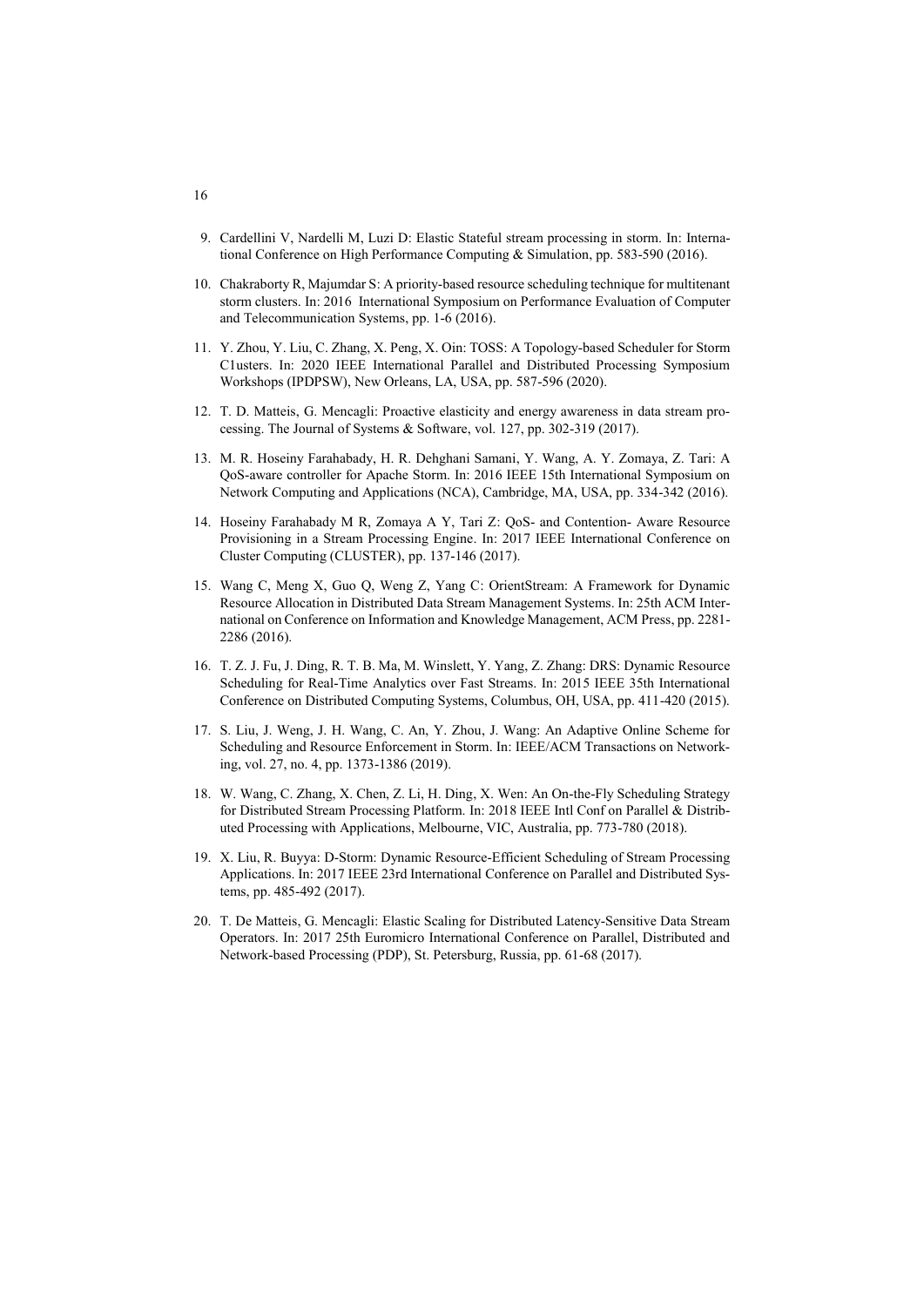9. Cardellini V, Nardelli M, Luzi D: Elastic Stateful stream processing in storm. In: International Conference on High Performance Computing & Simulation, pp. 583-590 (2016).

10. Chakraborty R, Majumdar S: A priority-based resource scheduling technique for multitenant storm clusters. In: 2016 International Symposium on Performance Evaluation of Computer and Telecommunication Systems, pp. 1-6 (2016).

11. Y. Zhou, Y. Liu, C. Zhang, X. Peng, X. Oin: TOSS: A Topology-based Scheduler for Storm C1usters. In: 2020 IEEE International Parallel and Distributed Processing Symposium Workshops (IPDPSW), New Orleans, LA, USA, pp. 587-596 (2020).

12. T. D. Matteis, G. Mencagli: Proactive elasticity and energy awareness in data stream processing. The Journal of Systems & Software, vol. 127, pp. 302-319 (2017).

13. M. R. Hoseiny Farahabady, H. R. Dehghani Samani, Y. Wang, A. Y. Zomaya, Z. Tari: A QoS-aware controller for Apache Storm. In: 2016 IEEE 15th International Symposium on Network Computing and Applications (NCA), Cambridge, MA, USA, pp. 334-342 (2016).

14. Hoseiny Farahabady M R, Zomaya A Y, Tari Z: QoS- and Contention- Aware Resource Provisioning in a Stream Processing Engine. In: 2017 IEEE International Conference on Cluster Computing (CLUSTER), pp. 137-146 (2017).

15. Wang C, Meng X, Guo Q, Weng Z, Yang C: OrientStream: A Framework for Dynamic Resource Allocation in Distributed Data Stream Management Systems. In: 25th ACM International on Conference on Information and Knowledge Management, ACM Press, pp. 2281-2286 (2016).

16. T. Z. J. Fu, J. Ding, R. T. B. Ma, M. Winslett, Y. Yang, Z. Zhang: DRS: Dynamic Resource Scheduling for Real-Time Analytics over Fast Streams. In: 2015 IEEE 35th International Conference on Distributed Computing Systems, Columbus, OH, USA, pp. 411-420 (2015).

17. S. Liu, J. Weng, J. H. Wang, C. An, Y. Zhou, J. Wang: An Adaptive Online Scheme for Scheduling and Resource Enforcement in Storm. In: IEEE/ACM Transactions on Networking, vol. 27, no. 4, pp. 1373-1386 (2019).

18. W. Wang, C. Zhang, X. Chen, Z. Li, H. Ding, X. Wen: An On-the-Fly Scheduling Strategy for Distributed Stream Processing Platform. In: 2018 IEEE Intl Conf on Parallel & Distributed Processing with Applications, Melbourne, VIC, Australia, pp. 773-780 (2018).

19. X. Liu, R. Buyya: D-Storm: Dynamic Resource-Efficient Scheduling of Stream Processing Applications. In: 2017 IEEE 23rd International Conference on Parallel and Distributed Systems, pp. 485-492 (2017).

20. T. De Matteis, G. Mencagli: Elastic Scaling for Distributed Latency-Sensitive Data Stream Operators. In: 2017 25th Euromicro International Conference on Parallel, Distributed and Network-based Processing (PDP), St. Petersburg, Russia, pp. 61-68 (2017).